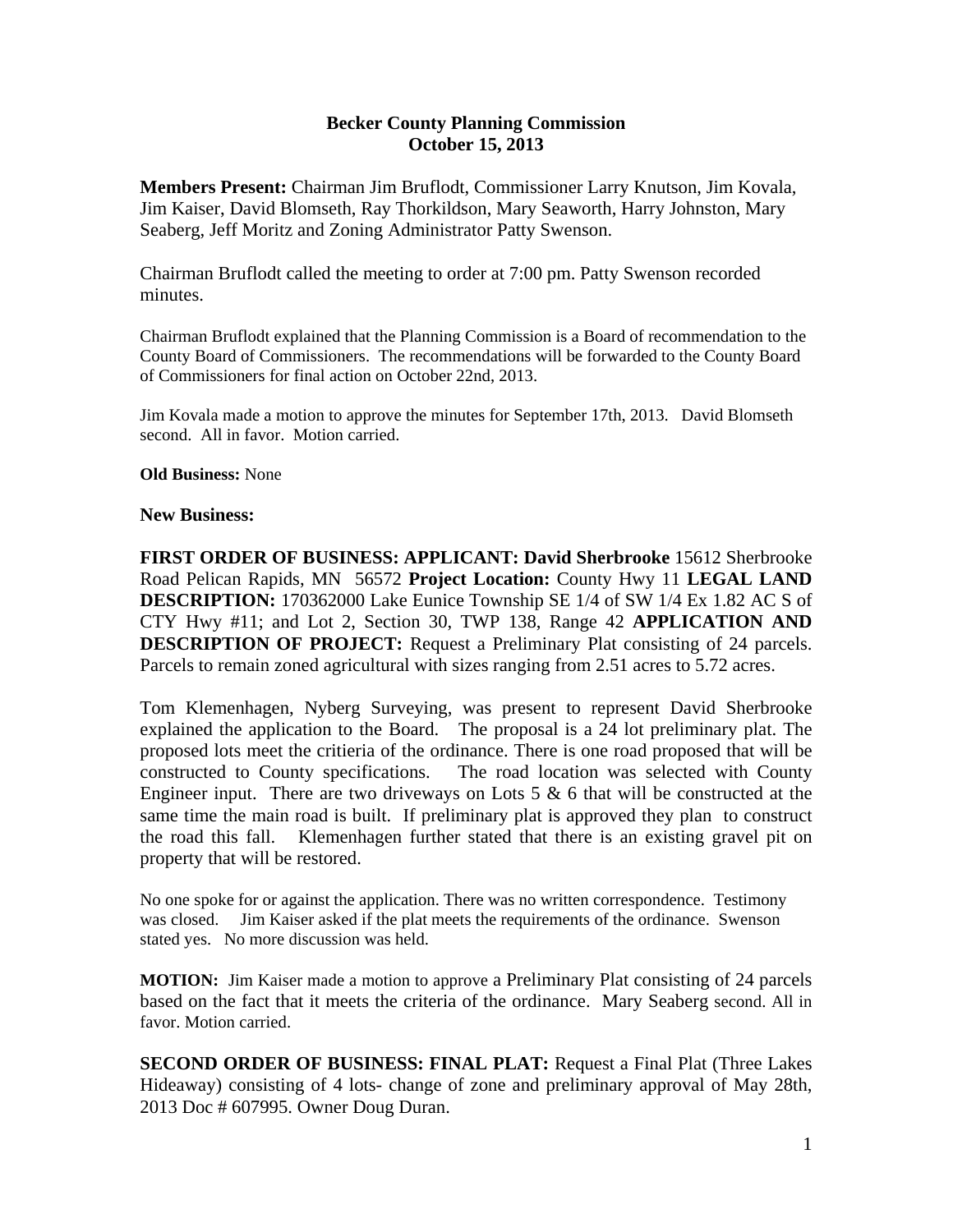**Becker County Planning Commission**
**October 15, 2013**

**Members Present:** Chairman Jim Bruflodt, Commissioner Larry Knutson, Jim Kovala, Jim Kaiser, David Blomseth, Ray Thorkildson, Mary Seaworth, Harry Johnston, Mary Seaberg, Jeff Moritz and Zoning Administrator Patty Swenson.

Chairman Bruflodt called the meeting to order at 7:00 pm. Patty Swenson recorded minutes.

Chairman Bruflodt explained that the Planning Commission is a Board of recommendation to the County Board of Commissioners. The recommendations will be forwarded to the County Board of Commissioners for final action on October 22nd, 2013.

Jim Kovala made a motion to approve the minutes for September 17th, 2013. David Blomseth second. All in favor. Motion carried.

**Old Business:** None

**New Business:**

**FIRST ORDER OF BUSINESS: APPLICANT: David Sherbrooke** 15612 Sherbrooke Road Pelican Rapids, MN 56572 **Project Location:** County Hwy 11 **LEGAL LAND DESCRIPTION:** 170362000 Lake Eunice Township SE 1/4 of SW 1/4 Ex 1.82 AC S of CTY Hwy #11; and Lot 2, Section 30, TWP 138, Range 42 **APPLICATION AND DESCRIPTION OF PROJECT:** Request a Preliminary Plat consisting of 24 parcels. Parcels to remain zoned agricultural with sizes ranging from 2.51 acres to 5.72 acres.

Tom Klemenhagen, Nyberg Surveying, was present to represent David Sherbrooke explained the application to the Board. The proposal is a 24 lot preliminary plat. The proposed lots meet the critieria of the ordinance. There is one road proposed that will be constructed to County specifications. The road location was selected with County Engineer input. There are two driveways on Lots 5 & 6 that will be constructed at the same time the main road is built. If preliminary plat is approved they plan to construct the road this fall. Klemenhagen further stated that there is an existing gravel pit on property that will be restored.

No one spoke for or against the application. There was no written correspondence. Testimony was closed. Jim Kaiser asked if the plat meets the requirements of the ordinance. Swenson stated yes. No more discussion was held.

**MOTION:** Jim Kaiser made a motion to approve a Preliminary Plat consisting of 24 parcels based on the fact that it meets the criteria of the ordinance. Mary Seaberg second. All in favor. Motion carried.

**SECOND ORDER OF BUSINESS: FINAL PLAT:** Request a Final Plat (Three Lakes Hideaway) consisting of 4 lots- change of zone and preliminary approval of May 28th, 2013 Doc # 607995. Owner Doug Duran.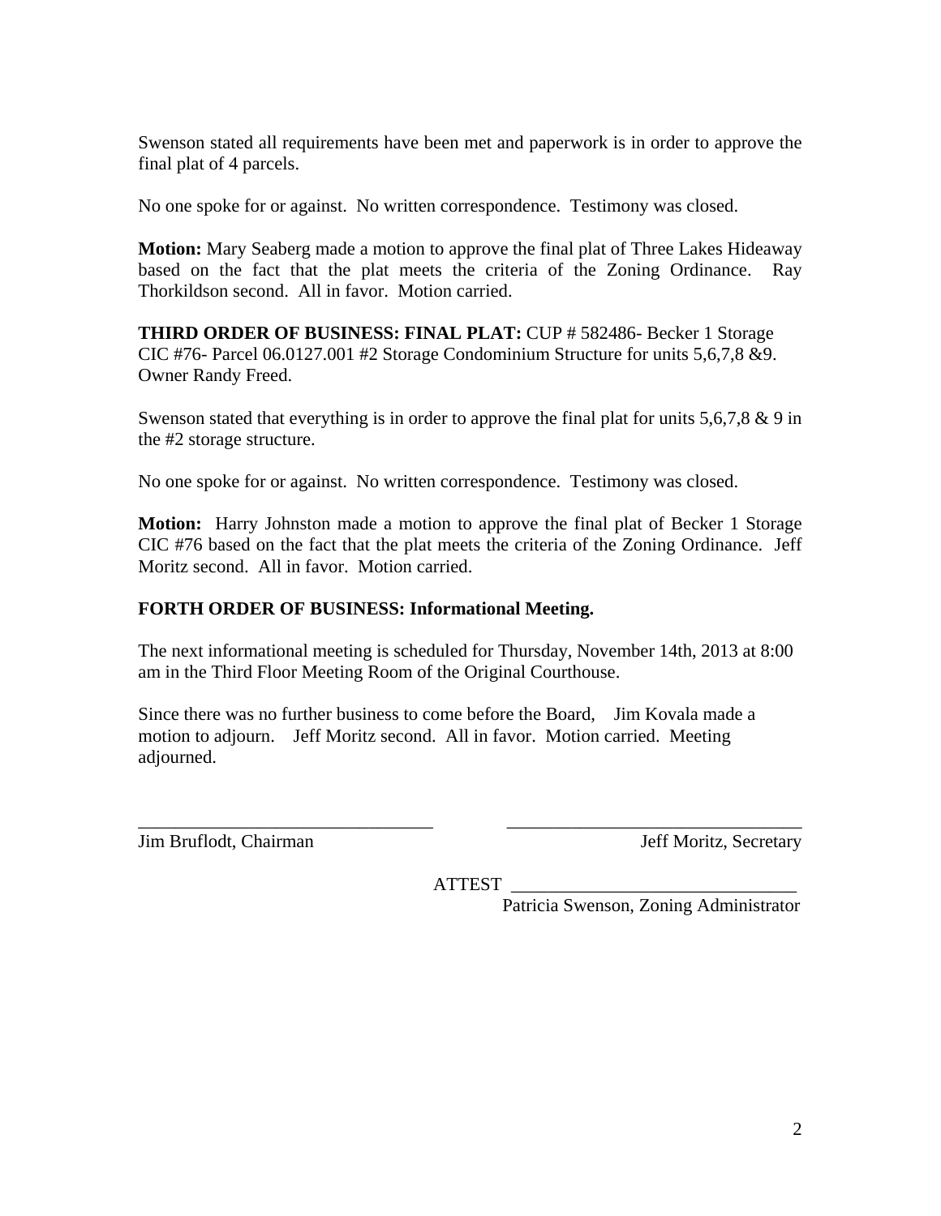Swenson stated all requirements have been met and paperwork is in order to approve the final plat of 4 parcels.

No one spoke for or against. No written correspondence. Testimony was closed.

**Motion:** Mary Seaberg made a motion to approve the final plat of Three Lakes Hideaway based on the fact that the plat meets the criteria of the Zoning Ordinance. Ray Thorkildson second. All in favor. Motion carried.

**THIRD ORDER OF BUSINESS: FINAL PLAT:** CUP # 582486- Becker 1 Storage CIC #76- Parcel 06.0127.001 #2 Storage Condominium Structure for units 5,6,7,8 &9. Owner Randy Freed.

Swenson stated that everything is in order to approve the final plat for units 5,6,7,8 & 9 in the #2 storage structure.

No one spoke for or against. No written correspondence. Testimony was closed.

**Motion:** Harry Johnston made a motion to approve the final plat of Becker 1 Storage CIC #76 based on the fact that the plat meets the criteria of the Zoning Ordinance. Jeff Moritz second. All in favor. Motion carried.

**FORTH ORDER OF BUSINESS: Informational Meeting.**

The next informational meeting is scheduled for Thursday, November 14th, 2013 at 8:00 am in the Third Floor Meeting Room of the Original Courthouse.

Since there was no further business to come before the Board, Jim Kovala made a motion to adjourn. Jeff Moritz second. All in favor. Motion carried. Meeting adjourned.

\_\_\_\_\_\_\_\_\_\_\_\_\_\_\_\_\_\_\_\_\_\_\_\_\_\_\_\_\_\_\_\_ \_\_\_\_\_\_\_\_\_\_\_\_\_\_\_\_\_\_\_\_\_\_\_\_\_\_\_\_\_\_\_\_

Jim Bruflodt, Chairman Jeff Moritz, Secretary

ATTEST \_\_\_\_\_\_\_\_\_\_\_\_\_\_\_\_\_\_\_\_\_\_\_\_\_\_\_\_\_\_

Patricia Swenson, Zoning Administrator